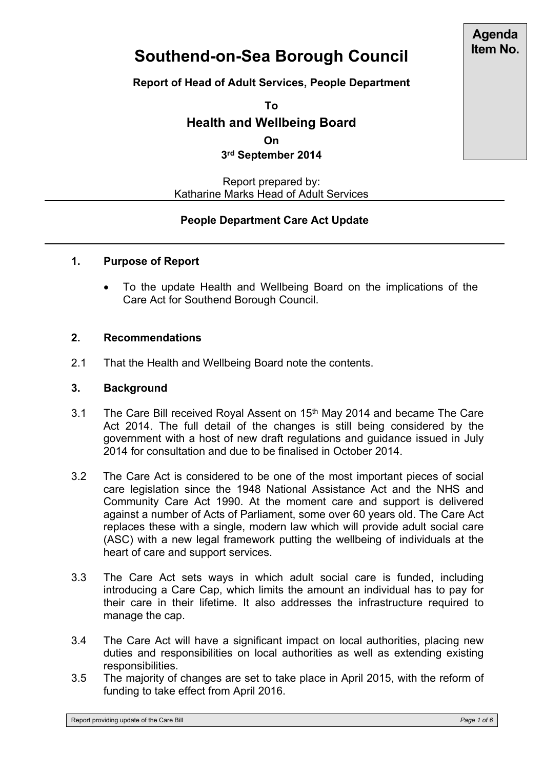**Agenda Item No.**

# Southend-on-Sea Borough Council

**Report of Head of Adult Services, People Department**

**To**

## Health and Wellbeing Board

**On**

**3rd September 2014**

Report prepared by:
Katharine Marks Head of Adult Services

**People Department Care Act Update**

---

### 1. Purpose of Report

- To the update Health and Wellbeing Board on the implications of the Care Act for Southend Borough Council.

### 2. Recommendations

2.1 That the Health and Wellbeing Board note the contents.

### 3. Background

3.1 The Care Bill received Royal Assent on 15th May 2014 and became The Care Act 2014. The full detail of the changes is still being considered by the government with a host of new draft regulations and guidance issued in July 2014 for consultation and due to be finalised in October 2014.

3.2 The Care Act is considered to be one of the most important pieces of social care legislation since the 1948 National Assistance Act and the NHS and Community Care Act 1990. At the moment care and support is delivered against a number of Acts of Parliament, some over 60 years old. The Care Act replaces these with a single, modern law which will provide adult social care (ASC) with a new legal framework putting the wellbeing of individuals at the heart of care and support services.

3.3 The Care Act sets ways in which adult social care is funded, including introducing a Care Cap, which limits the amount an individual has to pay for their care in their lifetime. It also addresses the infrastructure required to manage the cap.

3.4 The Care Act will have a significant impact on local authorities, placing new duties and responsibilities on local authorities as well as extending existing responsibilities.

3.5 The majority of changes are set to take place in April 2015, with the reform of funding to take effect from April 2016.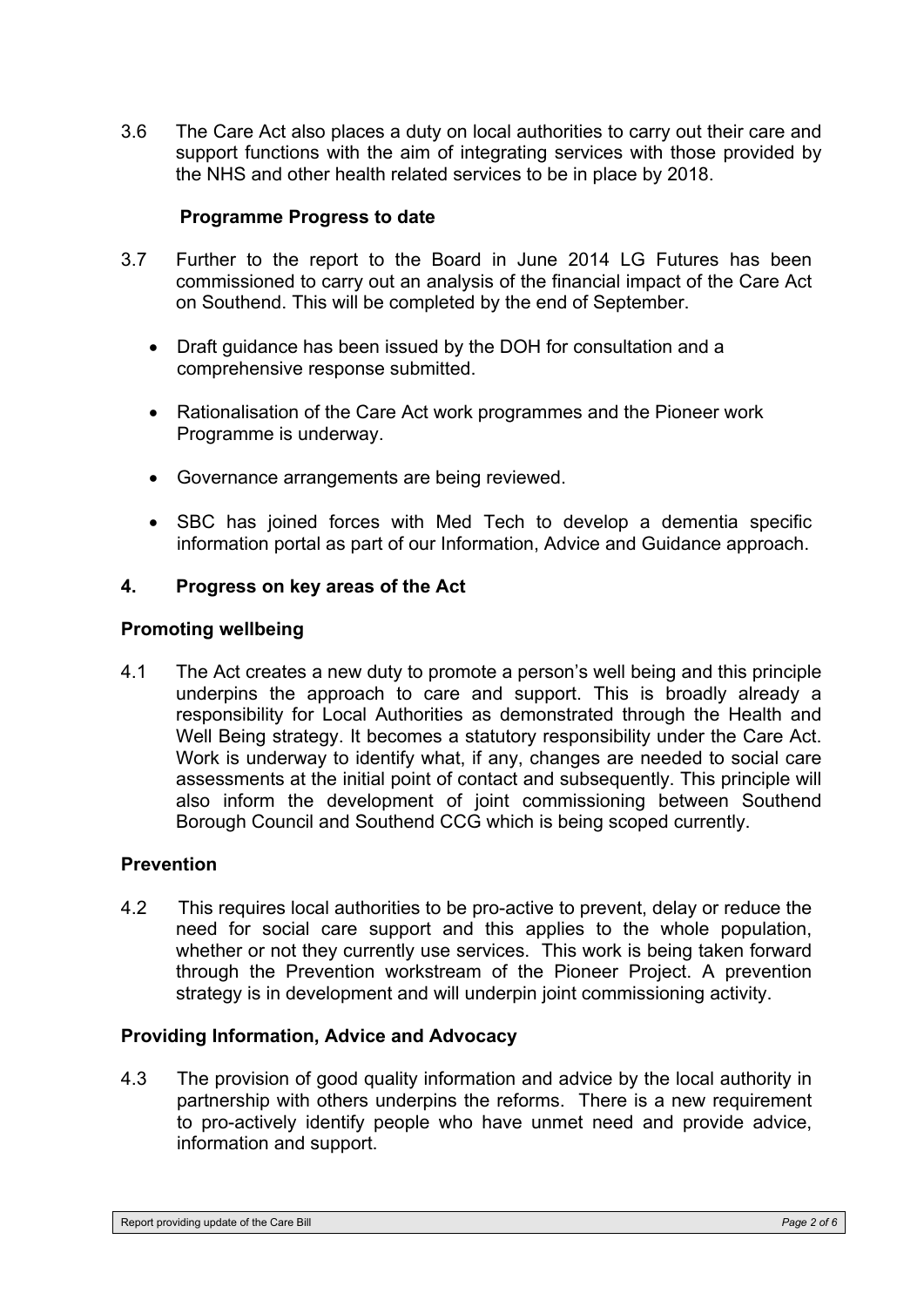3.6 The Care Act also places a duty on local authorities to carry out their care and support functions with the aim of integrating services with those provided by the NHS and other health related services to be in place by 2018.

**Programme Progress to date**

3.7 Further to the report to the Board in June 2014 LG Futures has been commissioned to carry out an analysis of the financial impact of the Care Act on Southend. This will be completed by the end of September.

- Draft guidance has been issued by the DOH for consultation and a comprehensive response submitted.
- Rationalisation of the Care Act work programmes and the Pioneer work Programme is underway.
- Governance arrangements are being reviewed.
- SBC has joined forces with Med Tech to develop a dementia specific information portal as part of our Information, Advice and Guidance approach.

## 4. Progress on key areas of the Act

### Promoting wellbeing

4.1 The Act creates a new duty to promote a person's well being and this principle underpins the approach to care and support. This is broadly already a responsibility for Local Authorities as demonstrated through the Health and Well Being strategy. It becomes a statutory responsibility under the Care Act. Work is underway to identify what, if any, changes are needed to social care assessments at the initial point of contact and subsequently. This principle will also inform the development of joint commissioning between Southend Borough Council and Southend CCG which is being scoped currently.

### Prevention

4.2 This requires local authorities to be pro-active to prevent, delay or reduce the need for social care support and this applies to the whole population, whether or not they currently use services. This work is being taken forward through the Prevention workstream of the Pioneer Project. A prevention strategy is in development and will underpin joint commissioning activity.

### Providing Information, Advice and Advocacy

4.3 The provision of good quality information and advice by the local authority in partnership with others underpins the reforms. There is a new requirement to pro-actively identify people who have unmet need and provide advice, information and support.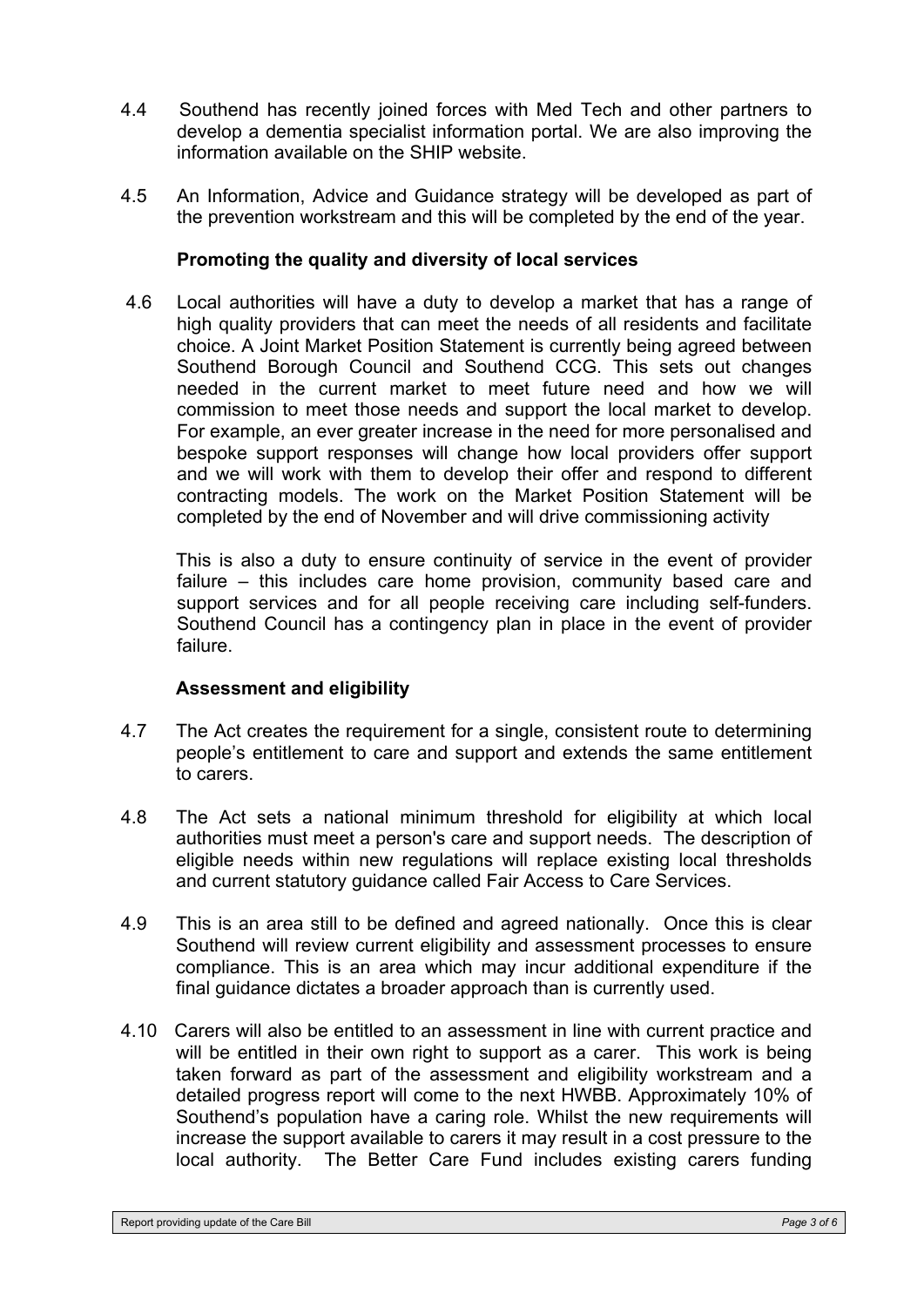4.4 Southend has recently joined forces with Med Tech and other partners to develop a dementia specialist information portal. We are also improving the information available on the SHIP website.

4.5 An Information, Advice and Guidance strategy will be developed as part of the prevention workstream and this will be completed by the end of the year.

**Promoting the quality and diversity of local services**

4.6 Local authorities will have a duty to develop a market that has a range of high quality providers that can meet the needs of all residents and facilitate choice. A Joint Market Position Statement is currently being agreed between Southend Borough Council and Southend CCG. This sets out changes needed in the current market to meet future need and how we will commission to meet those needs and support the local market to develop. For example, an ever greater increase in the need for more personalised and bespoke support responses will change how local providers offer support and we will work with them to develop their offer and respond to different contracting models. The work on the Market Position Statement will be completed by the end of November and will drive commissioning activity

This is also a duty to ensure continuity of service in the event of provider failure – this includes care home provision, community based care and support services and for all people receiving care including self-funders. Southend Council has a contingency plan in place in the event of provider failure.

**Assessment and eligibility**

4.7 The Act creates the requirement for a single, consistent route to determining people's entitlement to care and support and extends the same entitlement to carers.

4.8 The Act sets a national minimum threshold for eligibility at which local authorities must meet a person's care and support needs. The description of eligible needs within new regulations will replace existing local thresholds and current statutory guidance called Fair Access to Care Services.

4.9 This is an area still to be defined and agreed nationally. Once this is clear Southend will review current eligibility and assessment processes to ensure compliance. This is an area which may incur additional expenditure if the final guidance dictates a broader approach than is currently used.

4.10 Carers will also be entitled to an assessment in line with current practice and will be entitled in their own right to support as a carer. This work is being taken forward as part of the assessment and eligibility workstream and a detailed progress report will come to the next HWBB. Approximately 10% of Southend's population have a caring role. Whilst the new requirements will increase the support available to carers it may result in a cost pressure to the local authority. The Better Care Fund includes existing carers funding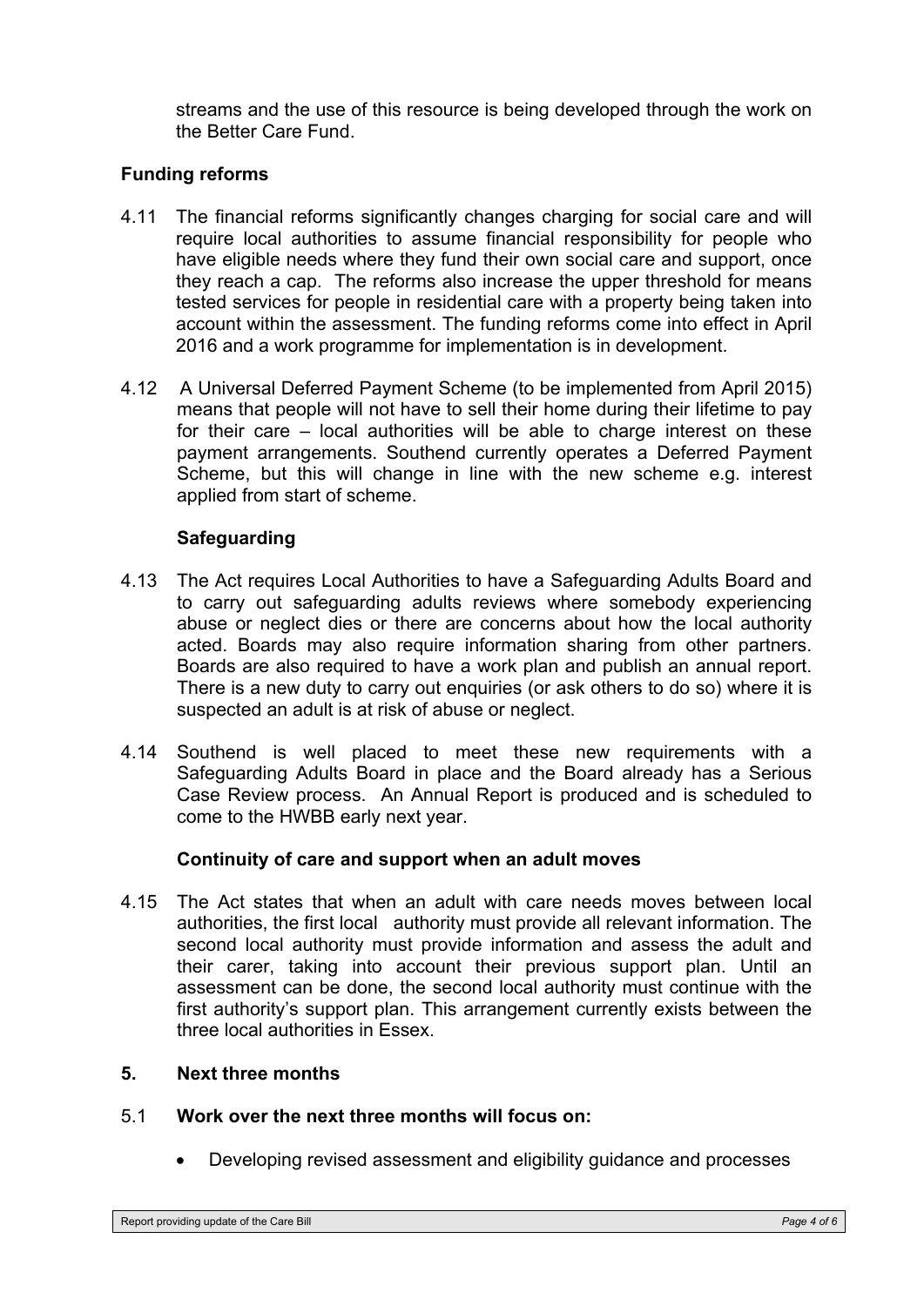streams and the use of this resource is being developed through the work on the Better Care Fund.

**Funding reforms**

4.11 The financial reforms significantly changes charging for social care and will require local authorities to assume financial responsibility for people who have eligible needs where they fund their own social care and support, once they reach a cap. The reforms also increase the upper threshold for means tested services for people in residential care with a property being taken into account within the assessment. The funding reforms come into effect in April 2016 and a work programme for implementation is in development.

4.12 A Universal Deferred Payment Scheme (to be implemented from April 2015) means that people will not have to sell their home during their lifetime to pay for their care – local authorities will be able to charge interest on these payment arrangements. Southend currently operates a Deferred Payment Scheme, but this will change in line with the new scheme e.g. interest applied from start of scheme.

**Safeguarding**

4.13 The Act requires Local Authorities to have a Safeguarding Adults Board and to carry out safeguarding adults reviews where somebody experiencing abuse or neglect dies or there are concerns about how the local authority acted. Boards may also require information sharing from other partners. Boards are also required to have a work plan and publish an annual report. There is a new duty to carry out enquiries (or ask others to do so) where it is suspected an adult is at risk of abuse or neglect.

4.14 Southend is well placed to meet these new requirements with a Safeguarding Adults Board in place and the Board already has a Serious Case Review process. An Annual Report is produced and is scheduled to come to the HWBB early next year.

**Continuity of care and support when an adult moves**

4.15 The Act states that when an adult with care needs moves between local authorities, the first local authority must provide all relevant information. The second local authority must provide information and assess the adult and their carer, taking into account their previous support plan. Until an assessment can be done, the second local authority must continue with the first authority's support plan. This arrangement currently exists between the three local authorities in Essex.

## 5. Next three months

5.1 **Work over the next three months will focus on:**

- Developing revised assessment and eligibility guidance and processes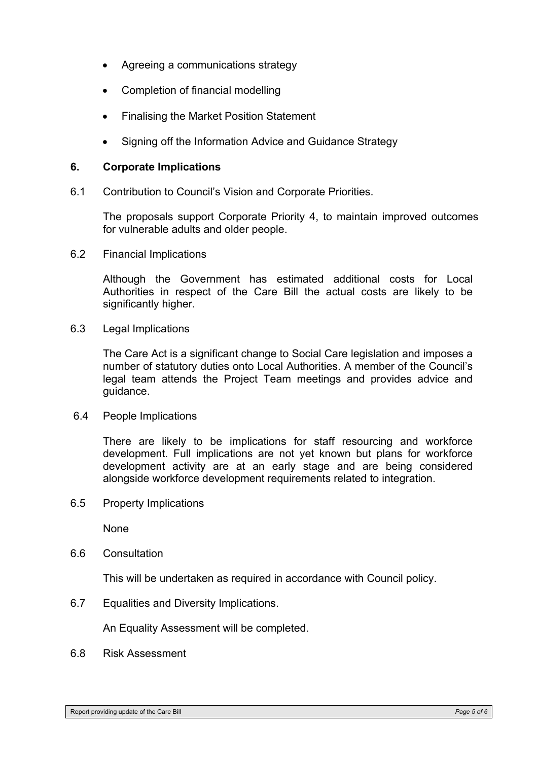- Agreeing a communications strategy
- Completion of financial modelling
- Finalising the Market Position Statement
- Signing off the Information Advice and Guidance Strategy

## 6. Corporate Implications

6.1 Contribution to Council's Vision and Corporate Priorities.

The proposals support Corporate Priority 4, to maintain improved outcomes for vulnerable adults and older people.

6.2 Financial Implications

Although the Government has estimated additional costs for Local Authorities in respect of the Care Bill the actual costs are likely to be significantly higher.

6.3 Legal Implications

The Care Act is a significant change to Social Care legislation and imposes a number of statutory duties onto Local Authorities. A member of the Council's legal team attends the Project Team meetings and provides advice and guidance.

6.4 People Implications

There are likely to be implications for staff resourcing and workforce development. Full implications are not yet known but plans for workforce development activity are at an early stage and are being considered alongside workforce development requirements related to integration.

6.5 Property Implications

None

6.6 Consultation

This will be undertaken as required in accordance with Council policy.

6.7 Equalities and Diversity Implications.

An Equality Assessment will be completed.

6.8 Risk Assessment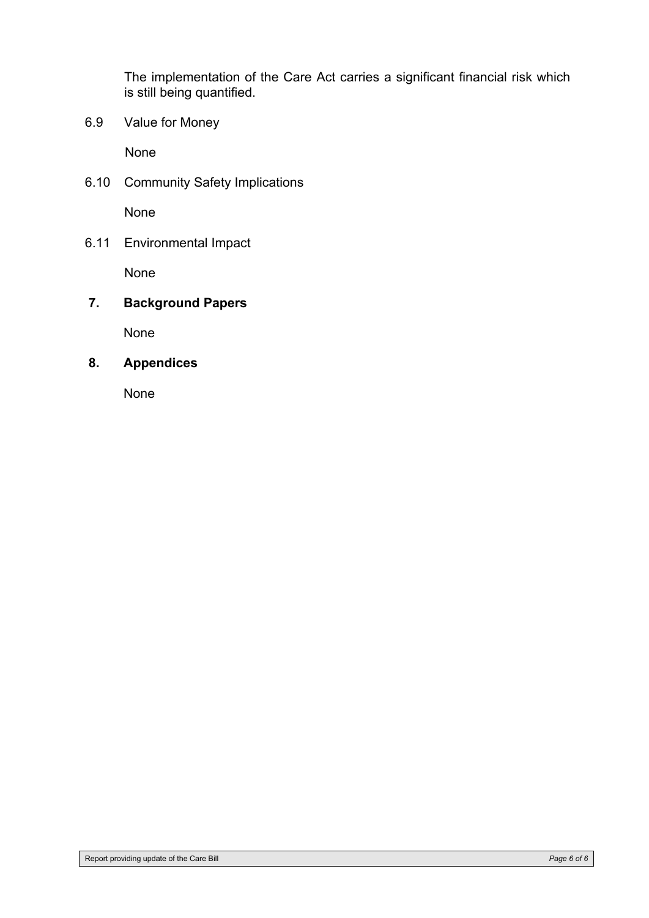The implementation of the Care Act carries a significant financial risk which is still being quantified.

6.9 Value for Money

None

6.10 Community Safety Implications

None

6.11 Environmental Impact

None

## 7. Background Papers

None

## 8. Appendices

None